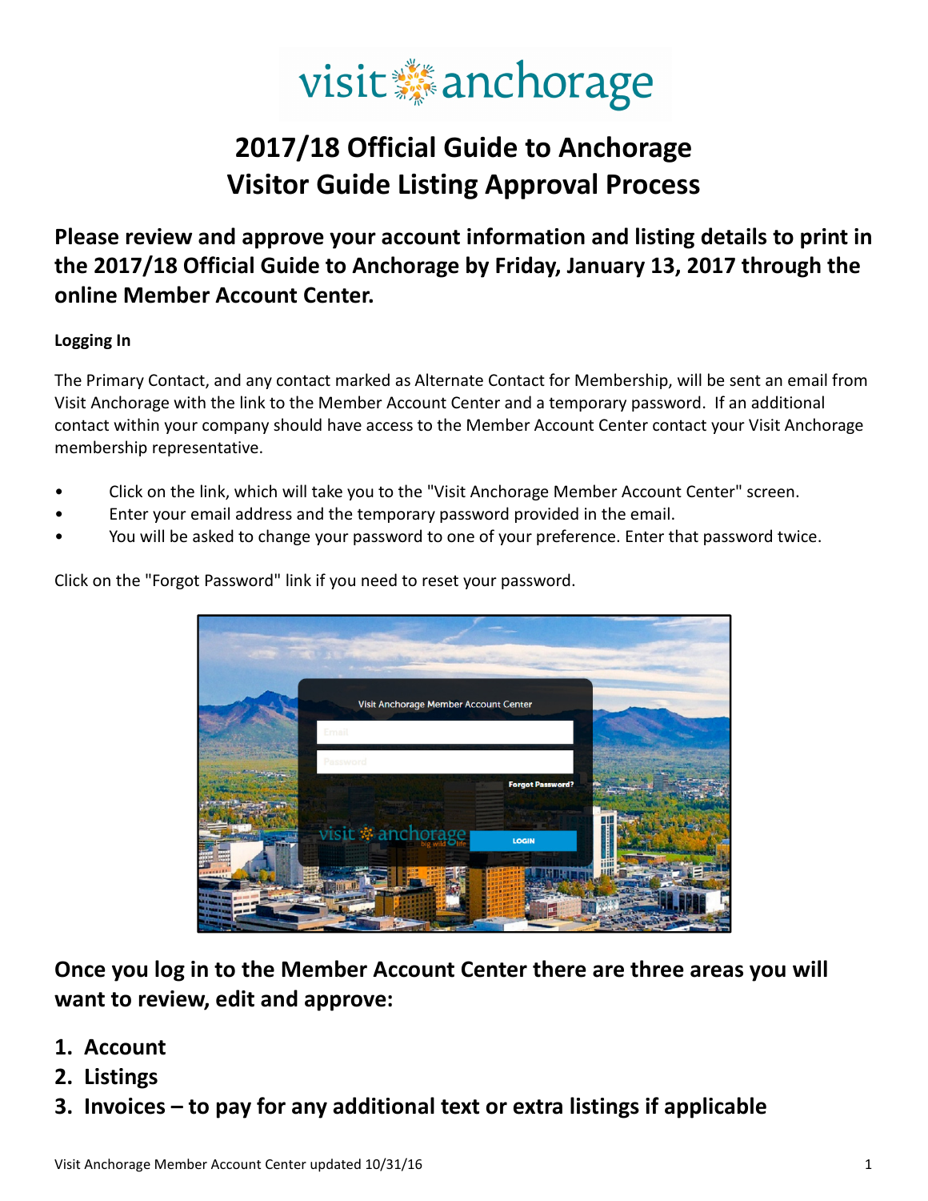visit anchorage

# 2017/18 Official Guide to Anchorage
# Visitor Guide Listing Approval Process

## Please review and approve your account information and listing details to print in the 2017/18 Official Guide to Anchorage by Friday, January 13, 2017 through the online Member Account Center.

**Logging In**

The Primary Contact, and any contact marked as Alternate Contact for Membership, will be sent an email from Visit Anchorage with the link to the Member Account Center and a temporary password. If an additional contact within your company should have access to the Member Account Center contact your Visit Anchorage membership representative.

- Click on the link, which will take you to the "Visit Anchorage Member Account Center" screen.
- Enter your email address and the temporary password provided in the email.
- You will be asked to change your password to one of your preference. Enter that password twice.

Click on the "Forgot Password" link if you need to reset your password.

## Once you log in to the Member Account Center there are three areas you will want to review, edit and approve:

1. **Account**
2. **Listings**
3. **Invoices – to pay for any additional text or extra listings if applicable**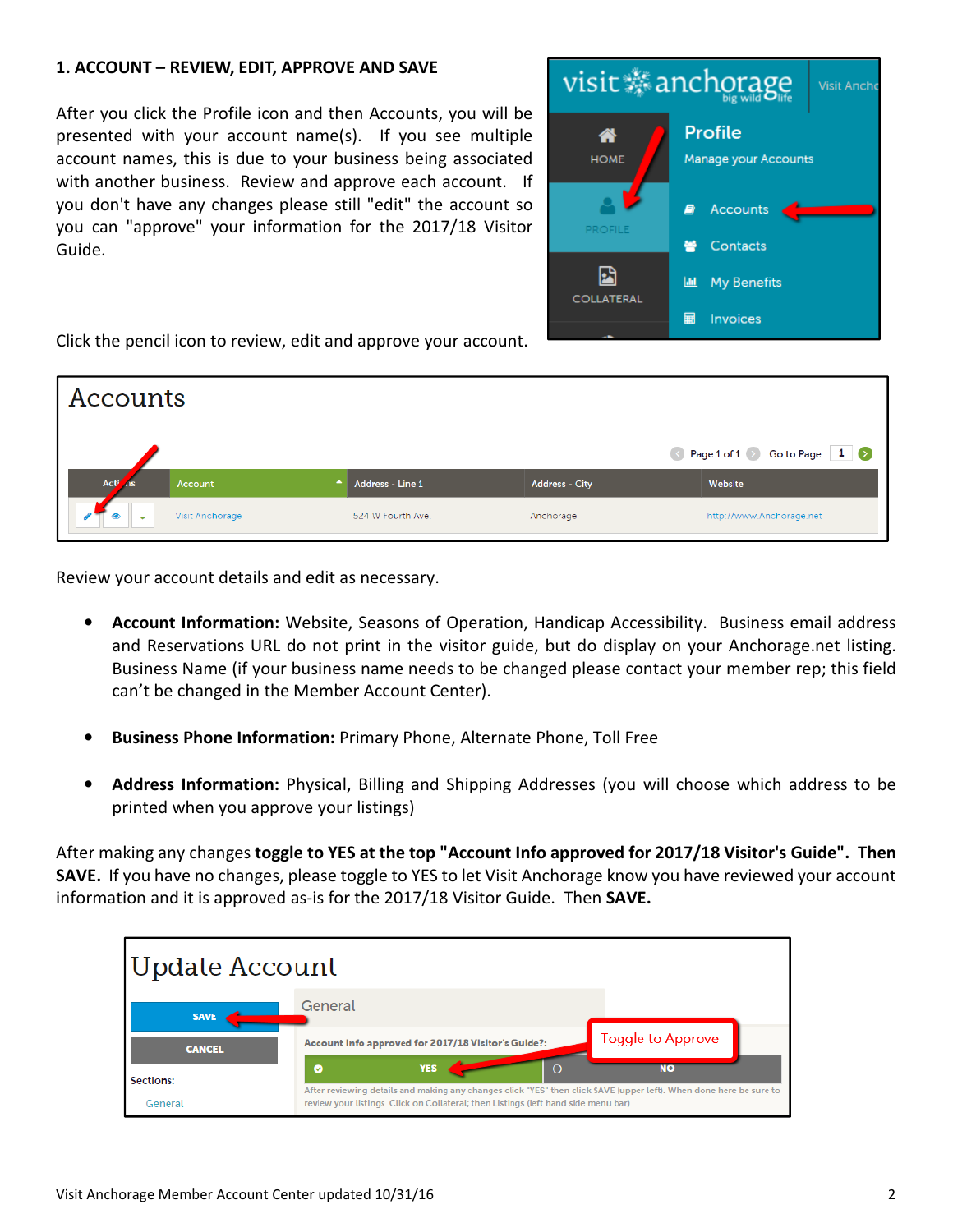## 1. ACCOUNT – REVIEW, EDIT, APPROVE AND SAVE

After you click the Profile icon and then Accounts, you will be presented with your account name(s). If you see multiple account names, this is due to your business being associated with another business. Review and approve each account. If you don't have any changes please still "edit" the account so you can "approve" your information for the 2017/18 Visitor Guide.

Click the pencil icon to review, edit and approve your account.

Review your account details and edit as necessary.

- **Account Information:** Website, Seasons of Operation, Handicap Accessibility. Business email address and Reservations URL do not print in the visitor guide, but do display on your Anchorage.net listing. Business Name (if your business name needs to be changed please contact your member rep; this field can't be changed in the Member Account Center).

- **Business Phone Information:** Primary Phone, Alternate Phone, Toll Free

- **Address Information:** Physical, Billing and Shipping Addresses (you will choose which address to be printed when you approve your listings)

After making any changes **toggle to YES at the top "Account Info approved for 2017/18 Visitor's Guide". Then SAVE.** If you have no changes, please toggle to YES to let Visit Anchorage know you have reviewed your account information and it is approved as-is for the 2017/18 Visitor Guide. Then **SAVE.**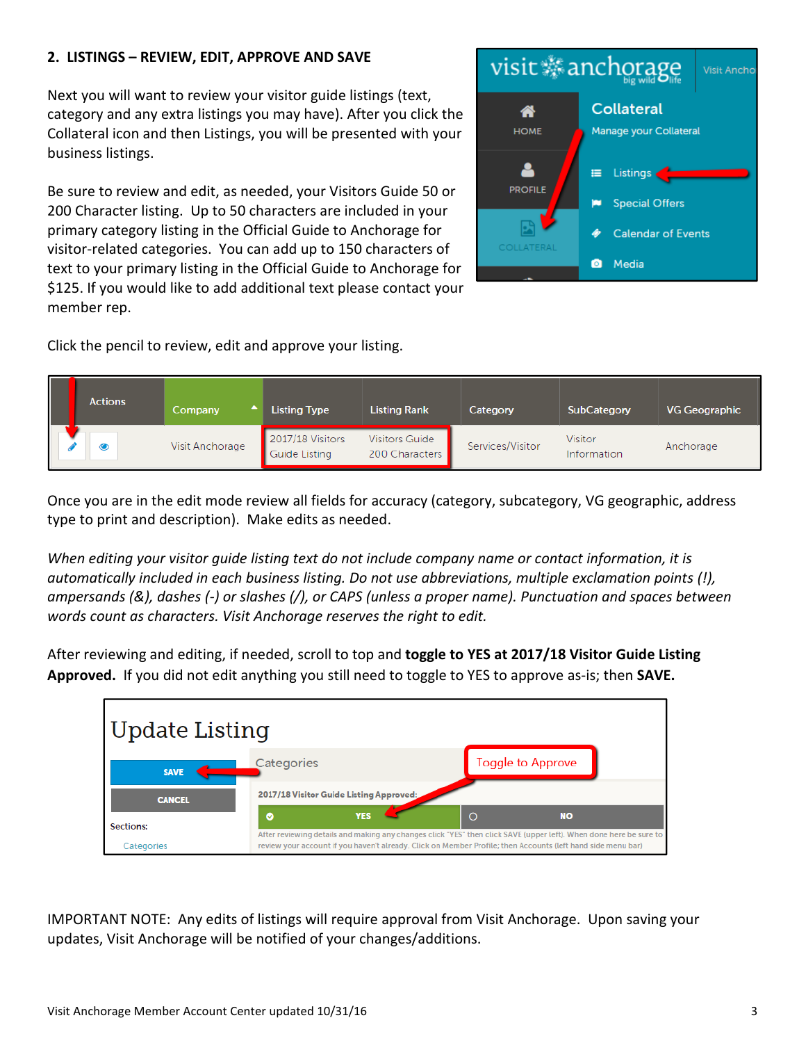## 2. LISTINGS – REVIEW, EDIT, APPROVE AND SAVE

Next you will want to review your visitor guide listings (text, category and any extra listings you may have). After you click the Collateral icon and then Listings, you will be presented with your business listings.

Be sure to review and edit, as needed, your Visitors Guide 50 or 200 Character listing. Up to 50 characters are included in your primary category listing in the Official Guide to Anchorage for visitor-related categories. You can add up to 150 characters of text to your primary listing in the Official Guide to Anchorage for $125. If you would like to add additional text please contact your member rep.

Click the pencil to review, edit and approve your listing.

| Actions | Company | Listing Type | Listing Rank | Category | SubCategory | VG Geographic |
|---|---|---|---|---|---|---|
| | Visit Anchorage | 2017/18 Visitors Guide Listing | Visitors Guide 200 Characters | Services/Visitor | Visitor Information | Anchorage |

Once you are in the edit mode review all fields for accuracy (category, subcategory, VG geographic, address type to print and description). Make edits as needed.

*When editing your visitor guide listing text do not include company name or contact information, it is automatically included in each business listing. Do not use abbreviations, multiple exclamation points (!), ampersands (&), dashes (-) or slashes (/), or CAPS (unless a proper name). Punctuation and spaces between words count as characters. Visit Anchorage reserves the right to edit.*

After reviewing and editing, if needed, scroll to top and **toggle to YES at 2017/18 Visitor Guide Listing Approved.** If you did not edit anything you still need to toggle to YES to approve as-is; then **SAVE.**

IMPORTANT NOTE: Any edits of listings will require approval from Visit Anchorage. Upon saving your updates, Visit Anchorage will be notified of your changes/additions.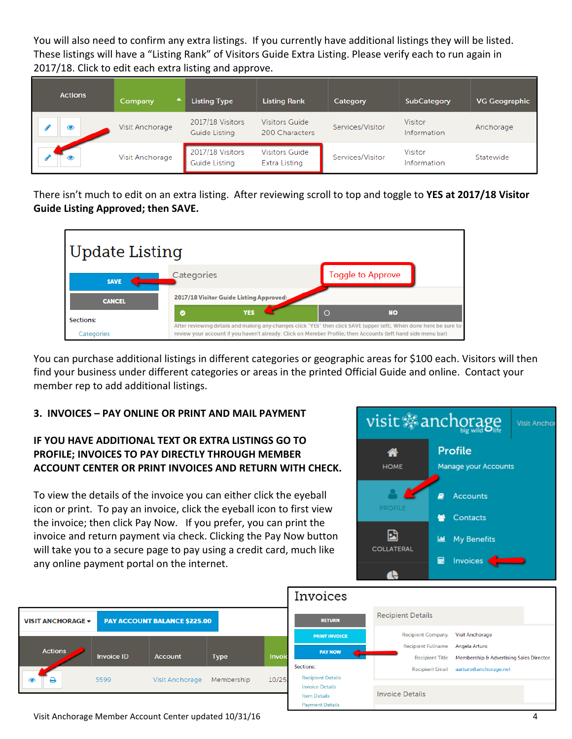You will also need to confirm any extra listings. If you currently have additional listings they will be listed. These listings will have a "Listing Rank" of Visitors Guide Extra Listing. Please verify each to run again in 2017/18. Click to edit each extra listing and approve.

| Actions | Company | Listing Type | Listing Rank | Category | SubCategory | VG Geographic |
|---|---|---|---|---|---|---|
| | Visit Anchorage | 2017/18 Visitors Guide Listing | Visitors Guide 200 Characters | Services/Visitor | Visitor Information | Anchorage |
| | Visit Anchorage | 2017/18 Visitors Guide Listing | Visitors Guide Extra Listing | Services/Visitor | Visitor Information | Statewide |

There isn't much to edit on an extra listing. After reviewing scroll to top and toggle to **YES at 2017/18 Visitor Guide Listing Approved; then SAVE.**

Update Listing

SAVE

CANCEL

Sections:

Categories

Categories

Toggle to Approve

2017/18 Visitor Guide Listing Approved:

YES NO

After reviewing details and making any changes click "YES" then click SAVE (upper left). When done here be sure to review your account if you haven't already. Click on Member Profile; then Accounts (left hand side menu bar)

You can purchase additional listings in different categories or geographic areas for $100 each. Visitors will then find your business under different categories or areas in the printed Official Guide and online. Contact your member rep to add additional listings.

## 3. INVOICES – PAY ONLINE OR PRINT AND MAIL PAYMENT

**IF YOU HAVE ADDITIONAL TEXT OR EXTRA LISTINGS GO TO PROFILE; INVOICES TO PAY DIRECTLY THROUGH MEMBER ACCOUNT CENTER OR PRINT INVOICES AND RETURN WITH CHECK.**

To view the details of the invoice you can either click the eyeball icon or print. To pay an invoice, click the eyeball icon to first view the invoice; then click Pay Now. If you prefer, you can print the invoice and return payment via check. Clicking the Pay Now button will take you to a secure page to pay using a credit card, much like any online payment portal on the internet.

visit anchorage big wild life

Visit Ancho

HOME

PROFILE

COLLATERAL

Profile

Manage your Accounts

Accounts

Contacts

My Benefits

Invoices

VISIT ANCHORAGE ▾ PAY ACCOUNT BALANCE $225.00

| Actions | Invoice ID | Account | Type | Invoi |
|---|---|---|---|---|
| | 5599 | Visit Anchorage | Membership | 10/25 |

Invoices

RETURN

PRINT INVOICE

PAY NOW

Sections:

Recipient Details

Invoice Details

Item Details

Payment Details

Recipient Details

Recipient Company: Visit Anchorage

Recipient Fullname: Angela Arturo

Recipient Title: Membership & Advertising Sales Director

Recipient Email: aarturo@anchorage.net

Invoice Details

Visit Anchorage Member Account Center updated 10/31/16